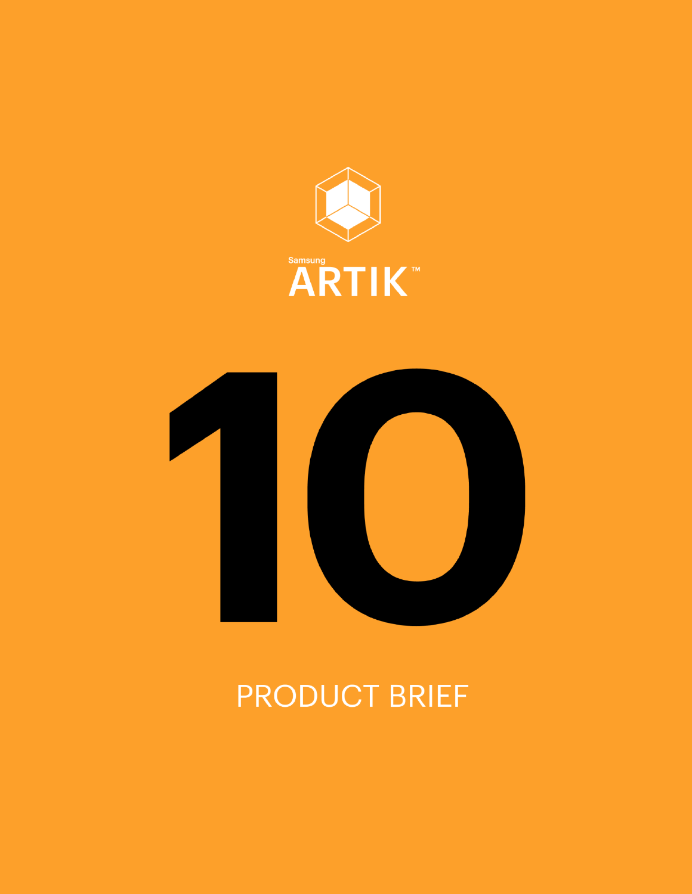Samsung

# ARTIK™

# 10

PRODUCT BRIEF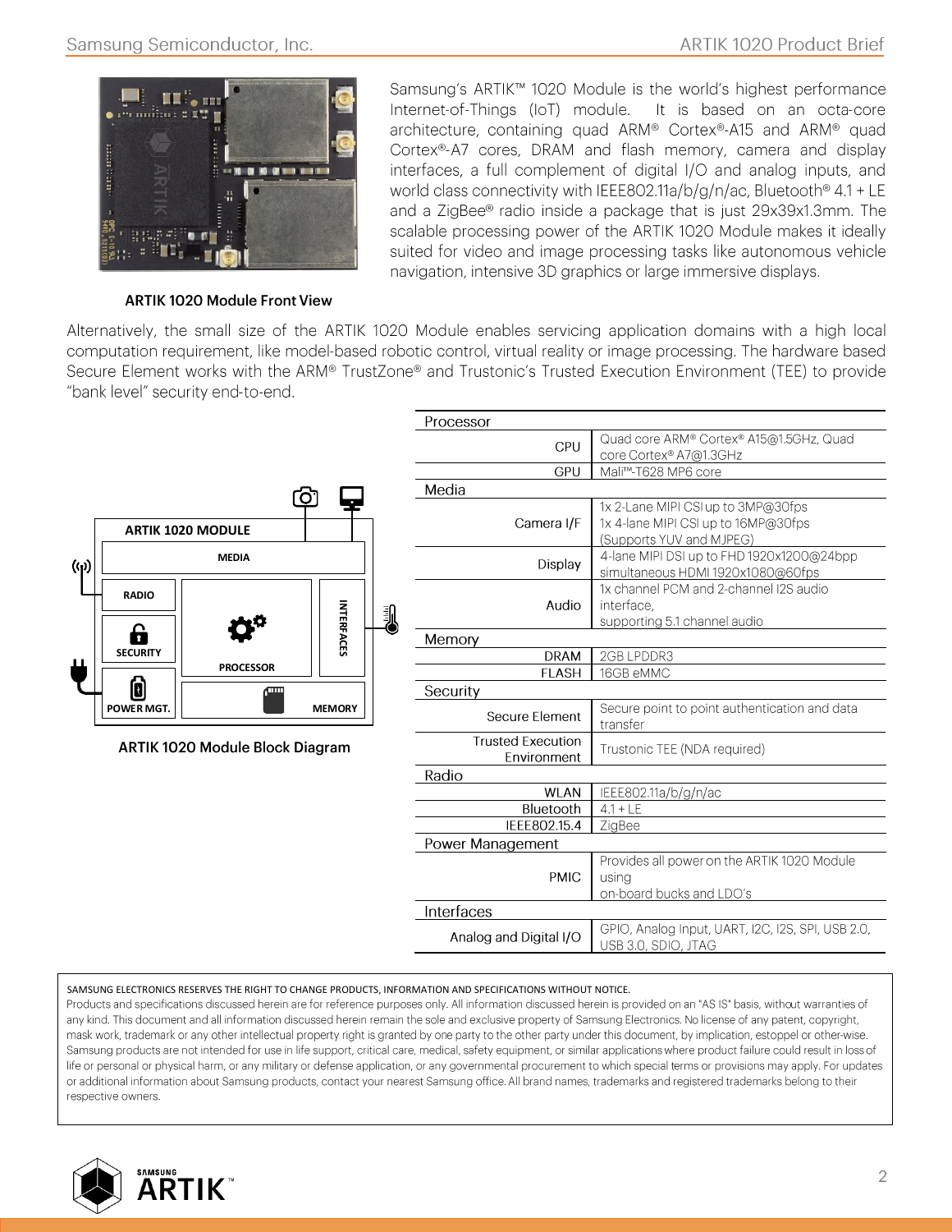ARTIK 1020 Module Front View

Samsung's ARTIK™ 1020 Module is the world's highest performance Internet-of-Things (IoT) module. It is based on an octa-core architecture, containing quad ARM® Cortex®-A15 and ARM® quad Cortex®-A7 cores, DRAM and flash memory, camera and display interfaces, a full complement of digital I/O and analog inputs, and world class connectivity with IEEE802.11a/b/g/n/ac, Bluetooth® 4.1 + LE and a ZigBee® radio inside a package that is just 29x39x1.3mm. The scalable processing power of the ARTIK 1020 Module makes it ideally suited for video and image processing tasks like autonomous vehicle navigation, intensive 3D graphics or large immersive displays.

Alternatively, the small size of the ARTIK 1020 Module enables servicing application domains with a high local computation requirement, like model-based robotic control, virtual reality or image processing. The hardware based Secure Element works with the ARM® TrustZone® and Trustonic's Trusted Execution Environment (TEE) to provide "bank level" security end-to-end.

ARTIK 1020 MODULE: MEDIA, RADIO, SECURITY, POWER MGT., PROCESSOR, MEMORY, INTERFACES

ARTIK 1020 Module Block Diagram

| Processor | |
|---|---|
| CPU | Quad core ARM® Cortex® A15@1.5GHz, Quad core Cortex® A7@1.3GHz |
| GPU | Mali™-T628 MP6 core |
| **Media** | |
| Camera I/F | 1x 2-Lane MIPI CSI up to 3MP@30fps<br>1x 4-lane MIPI CSI up to 16MP@30fps<br>(Supports YUV and MJPEG) |
| Display | 4-lane MIPI DSI up to FHD 1920x1200@24bpp<br>simultaneous HDMI 1920x1080@60fps |
| Audio | 1x channel PCM and 2-channel I2S audio interface,<br>supporting 5.1 channel audio |
| **Memory** | |
| DRAM | 2GB LPDDR3 |
| FLASH | 16GB eMMC |
| **Security** | |
| Secure Element | Secure point to point authentication and data transfer |
| Trusted Execution Environment | Trustonic TEE (NDA required) |
| **Radio** | |
| WLAN | IEEE802.11a/b/g/n/ac |
| Bluetooth | 4.1 + LE |
| IEEE802.15.4 | ZigBee |
| **Power Management** | |
| PMIC | Provides all power on the ARTIK 1020 Module using<br>on-board bucks and LDO's |
| **Interfaces** | |
| Analog and Digital I/O | GPIO, Analog Input, UART, I2C, I2S, SPI, USB 2.0, USB 3.0, SDIO, JTAG |

SAMSUNG ELECTRONICS RESERVES THE RIGHT TO CHANGE PRODUCTS, INFORMATION AND SPECIFICATIONS WITHOUT NOTICE.
Products and specifications discussed herein are for reference purposes only. All information discussed herein is provided on an "AS IS" basis, without warranties of any kind. This document and all information discussed herein remain the sole and exclusive property of Samsung Electronics. No license of any patent, copyright, mask work, trademark or any other intellectual property right is granted by one party to the other party under this document, by implication, estoppel or other-wise. Samsung products are not intended for use in life support, critical care, medical, safety equipment, or similar applications where product failure could result in loss of life or personal or physical harm, or any military or defense application, or any governmental procurement to which special terms or provisions may apply. For updates or additional information about Samsung products, contact your nearest Samsung office. All brand names, trademarks and registered trademarks belong to their respective owners.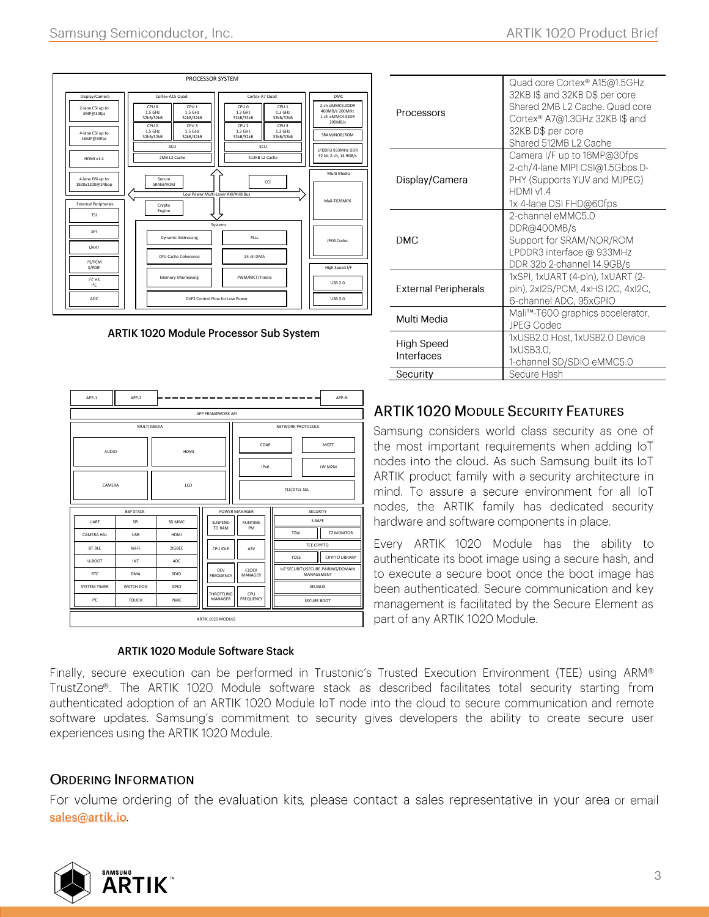ARTIK 1020 Module Processor Sub System

| | |
|---|---|
| Processors | Quad core Cortex® A15@1.5GHz 32KB I$ and 32KB D$ per core Shared 2MB L2 Cache. Quad core Cortex® A7@1.3GHz 32KB I$ and 32KB D$ per core Shared 512MB L2 Cache |
| Display/Camera | Camera I/F up to 16MP@30fps 2-ch/4-lane MIPI CSI@1.5Gbps D-PHY (Supports YUV and MJPEG) HDMI v1.4 1x 4-lane DSI FHD@60fps |
| DMC | 2-channel eMMC5.0 DDR@400MB/s Support for SRAM/NOR/ROM LPDDR3 interface @ 933MHz DDR 32b 2-channel 14.9GB/s |
| External Peripherals | 1xSPI, 1xUART (4-pin), 1xUART (2-pin), 2xI2S/PCM, 4xHS I2C, 4xI2C, 6-channel ADC, 95xGPIO |
| Multi Media | Mali™-T600 graphics accelerator, JPEG Codec |
| High Speed Interfaces | 1xUSB2.0 Host, 1xUSB2.0 Device 1xUSB3.0, 1-channel SD/SDIO eMMC5.0 |
| Security | Secure Hash |

ARTIK 1020 Module Software Stack

## ARTIK 1020 Module Security Features

Samsung considers world class security as one of the most important requirements when adding IoT nodes into the cloud. As such Samsung built its IoT ARTIK product family with a security architecture in mind. To assure a secure environment for all IoT nodes, the ARTIK family has dedicated security hardware and software components in place.

Every ARTIK 1020 Module has the ability to authenticate its boot image using a secure hash, and to execute a secure boot once the boot image has been authenticated. Secure communication and key management is facilitated by the Secure Element as part of any ARTIK 1020 Module.

Finally, secure execution can be performed in Trustonic's Trusted Execution Environment (TEE) using ARM® TrustZone®. The ARTIK 1020 Module software stack as described facilitates total security starting from authenticated adoption of an ARTIK 1020 Module IoT node into the cloud to secure communication and remote software updates. Samsung's commitment to security gives developers the ability to create secure user experiences using the ARTIK 1020 Module.

## Ordering Information

For volume ordering of the evaluation kits, please contact a sales representative in your area or email sales@artik.io.